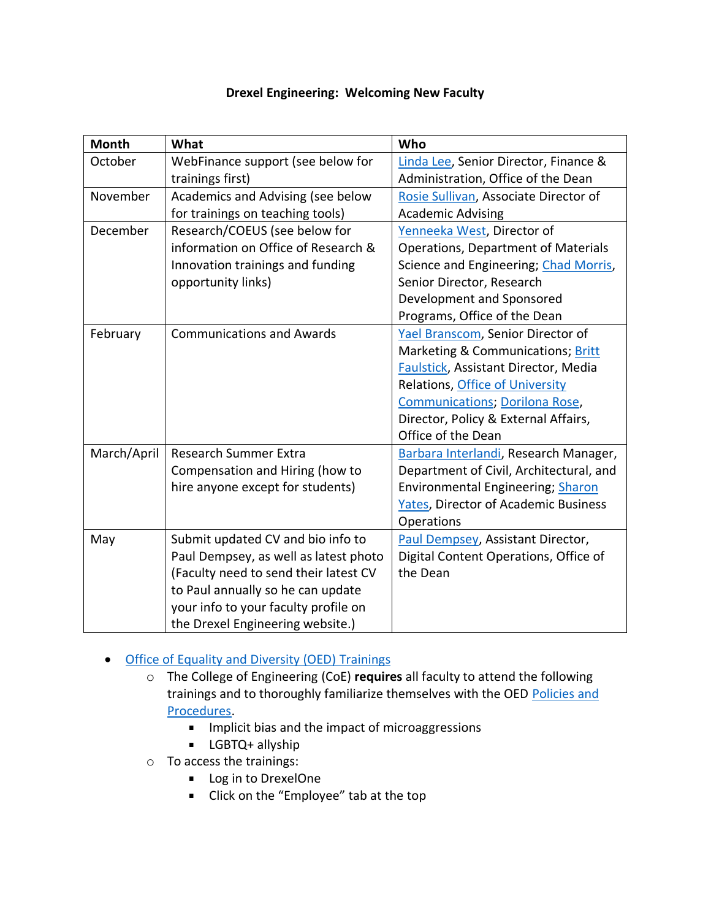**Drexel Engineering: Welcoming New Faculty**

| Month | What | Who |
| --- | --- | --- |
| October | WebFinance support (see below for trainings first) | Linda Lee, Senior Director, Finance & Administration, Office of the Dean |
| November | Academics and Advising (see below for trainings on teaching tools) | Rosie Sullivan, Associate Director of Academic Advising |
| December | Research/COEUS (see below for information on Office of Research & Innovation trainings and funding opportunity links) | Yenneeka West, Director of Operations, Department of Materials Science and Engineering; Chad Morris, Senior Director, Research Development and Sponsored Programs, Office of the Dean |
| February | Communications and Awards | Yael Branscom, Senior Director of Marketing & Communications; Britt Faulstick, Assistant Director, Media Relations, Office of University Communications; Dorilona Rose, Director, Policy & External Affairs, Office of the Dean |
| March/April | Research Summer Extra Compensation and Hiring (how to hire anyone except for students) | Barbara Interlandi, Research Manager, Department of Civil, Architectural, and Environmental Engineering; Sharon Yates, Director of Academic Business Operations |
| May | Submit updated CV and bio info to Paul Dempsey, as well as latest photo (Faculty need to send their latest CV to Paul annually so he can update your info to your faculty profile on the Drexel Engineering website.) | Paul Dempsey, Assistant Director, Digital Content Operations, Office of the Dean |

- Office of Equality and Diversity (OED) Trainings
  - The College of Engineering (CoE) **requires** all faculty to attend the following trainings and to thoroughly familiarize themselves with the OED Policies and Procedures.
    - Implicit bias and the impact of microaggressions
    - LGBTQ+ allyship
  - To access the trainings:
    - Log in to DrexelOne
    - Click on the "Employee" tab at the top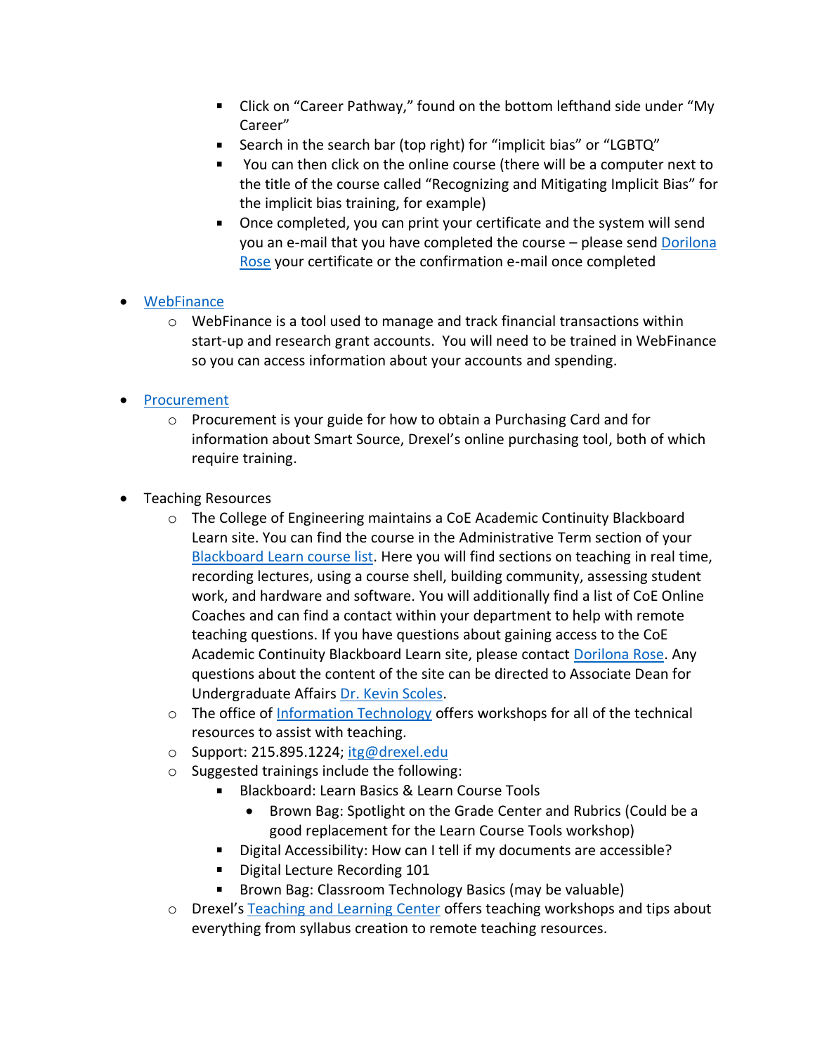- Click on "Career Pathway," found on the bottom lefthand side under "My Career"
        - Search in the search bar (top right) for "implicit bias" or "LGBTQ"
        - You can then click on the online course (there will be a computer next to the title of the course called "Recognizing and Mitigating Implicit Bias" for the implicit bias training, for example)
        - Once completed, you can print your certificate and the system will send you an e-mail that you have completed the course – please send Dorilona Rose your certificate or the confirmation e-mail once completed

- WebFinance
    - WebFinance is a tool used to manage and track financial transactions within start-up and research grant accounts. You will need to be trained in WebFinance so you can access information about your accounts and spending.

- Procurement
    - Procurement is your guide for how to obtain a Purchasing Card and for information about Smart Source, Drexel's online purchasing tool, both of which require training.

- Teaching Resources
    - The College of Engineering maintains a CoE Academic Continuity Blackboard Learn site. You can find the course in the Administrative Term section of your Blackboard Learn course list. Here you will find sections on teaching in real time, recording lectures, using a course shell, building community, assessing student work, and hardware and software. You will additionally find a list of CoE Online Coaches and can find a contact within your department to help with remote teaching questions. If you have questions about gaining access to the CoE Academic Continuity Blackboard Learn site, please contact Dorilona Rose. Any questions about the content of the site can be directed to Associate Dean for Undergraduate Affairs Dr. Kevin Scoles.
    - The office of Information Technology offers workshops for all of the technical resources to assist with teaching.
    - Support: 215.895.1224; itg@drexel.edu
    - Suggested trainings include the following:
        - Blackboard: Learn Basics & Learn Course Tools
            - Brown Bag: Spotlight on the Grade Center and Rubrics (Could be a good replacement for the Learn Course Tools workshop)
        - Digital Accessibility: How can I tell if my documents are accessible?
        - Digital Lecture Recording 101
        - Brown Bag: Classroom Technology Basics (may be valuable)
    - Drexel's Teaching and Learning Center offers teaching workshops and tips about everything from syllabus creation to remote teaching resources.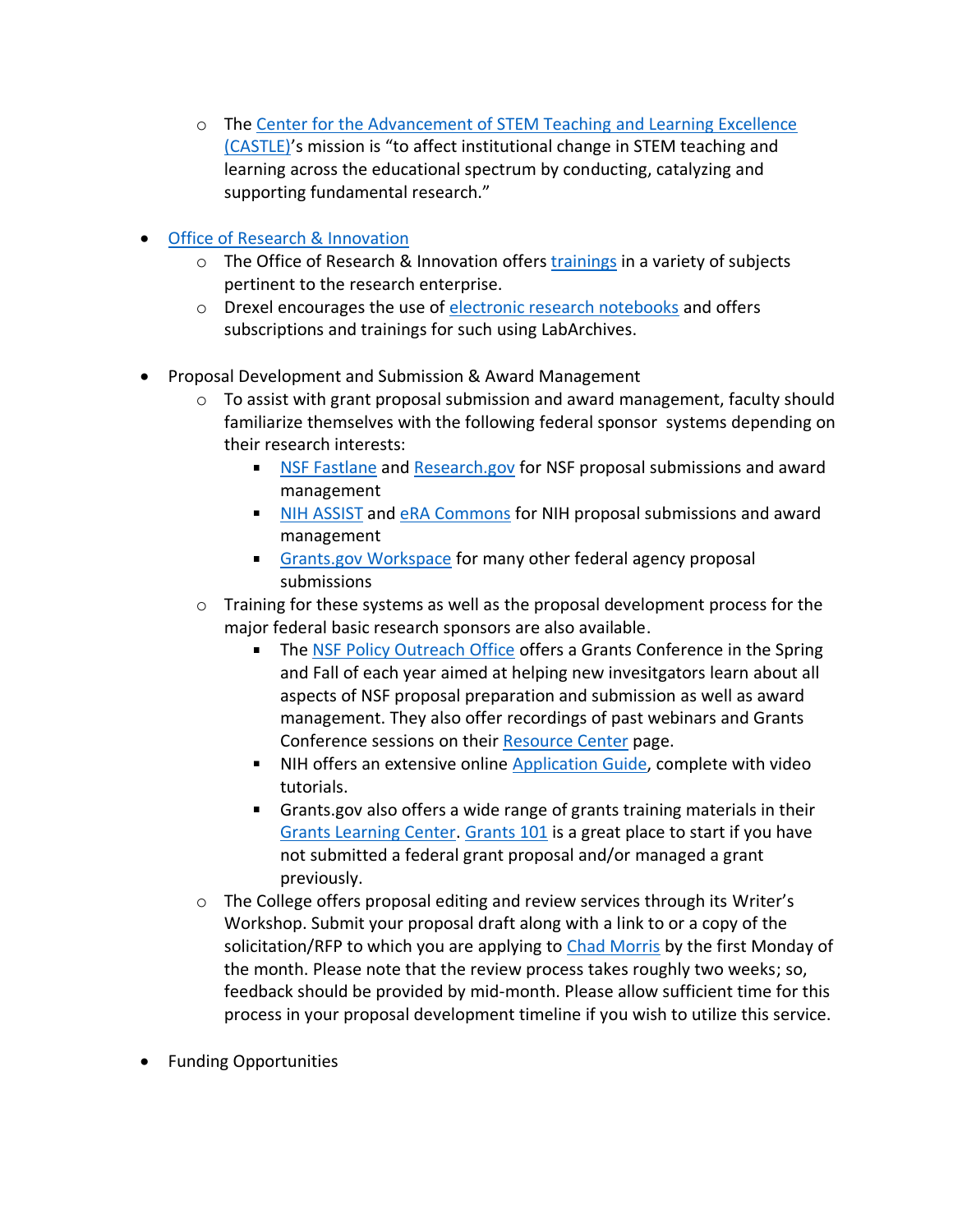- The Center for the Advancement of STEM Teaching and Learning Excellence (CASTLE)'s mission is "to affect institutional change in STEM teaching and learning across the educational spectrum by conducting, catalyzing and supporting fundamental research."

- Office of Research & Innovation
  - The Office of Research & Innovation offers trainings in a variety of subjects pertinent to the research enterprise.
  - Drexel encourages the use of electronic research notebooks and offers subscriptions and trainings for such using LabArchives.

- Proposal Development and Submission & Award Management
  - To assist with grant proposal submission and award management, faculty should familiarize themselves with the following federal sponsor systems depending on their research interests:
    - NSF Fastlane and Research.gov for NSF proposal submissions and award management
    - NIH ASSIST and eRA Commons for NIH proposal submissions and award management
    - Grants.gov Workspace for many other federal agency proposal submissions
  - Training for these systems as well as the proposal development process for the major federal basic research sponsors are also available.
    - The NSF Policy Outreach Office offers a Grants Conference in the Spring and Fall of each year aimed at helping new invesitgators learn about all aspects of NSF proposal preparation and submission as well as award management. They also offer recordings of past webinars and Grants Conference sessions on their Resource Center page.
    - NIH offers an extensive online Application Guide, complete with video tutorials.
    - Grants.gov also offers a wide range of grants training materials in their Grants Learning Center. Grants 101 is a great place to start if you have not submitted a federal grant proposal and/or managed a grant previously.
  - The College offers proposal editing and review services through its Writer's Workshop. Submit your proposal draft along with a link to or a copy of the solicitation/RFP to which you are applying to Chad Morris by the first Monday of the month. Please note that the review process takes roughly two weeks; so, feedback should be provided by mid-month. Please allow sufficient time for this process in your proposal development timeline if you wish to utilize this service.

- Funding Opportunities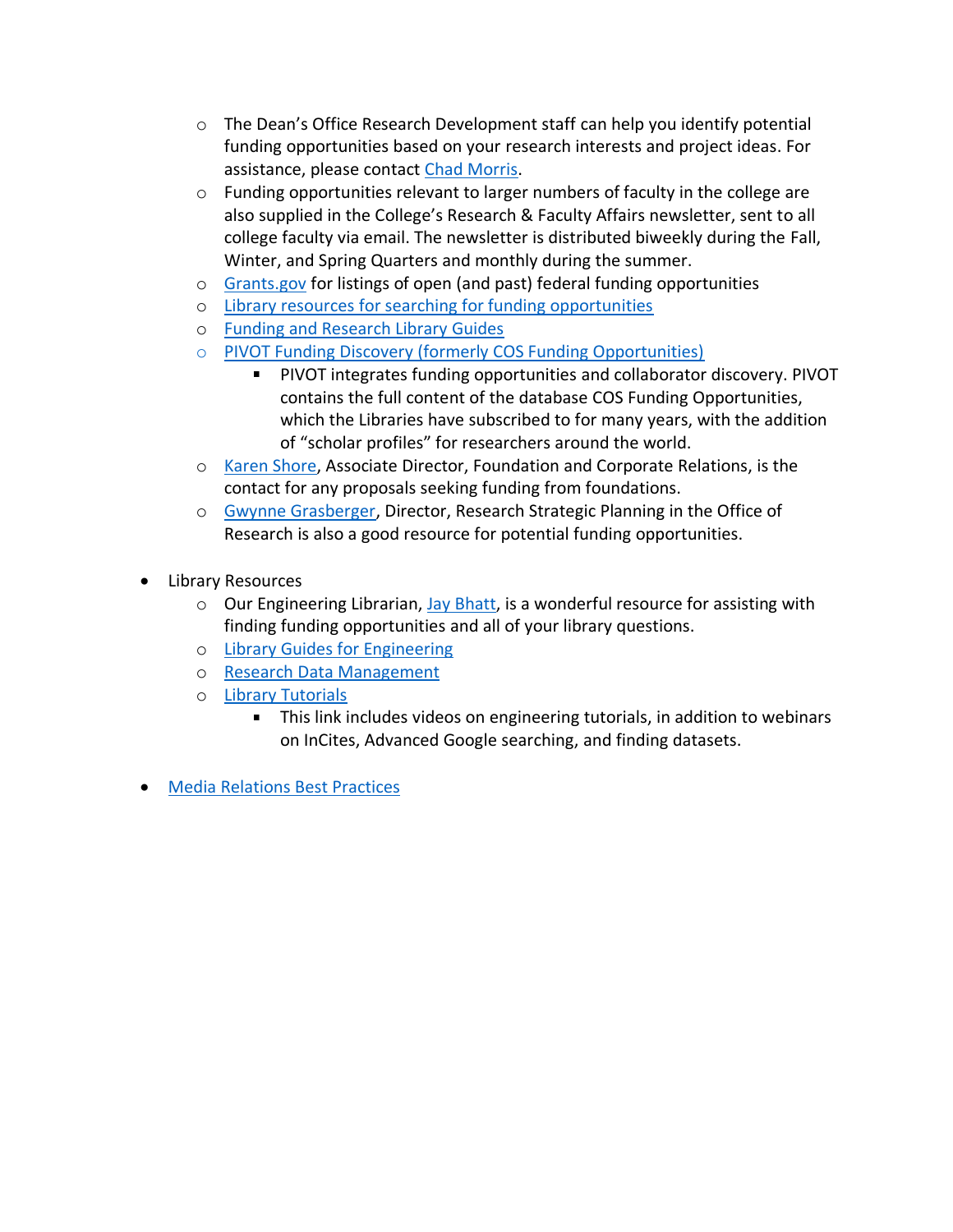- The Dean's Office Research Development staff can help you identify potential funding opportunities based on your research interests and project ideas. For assistance, please contact Chad Morris.
  - Funding opportunities relevant to larger numbers of faculty in the college are also supplied in the College's Research & Faculty Affairs newsletter, sent to all college faculty via email. The newsletter is distributed biweekly during the Fall, Winter, and Spring Quarters and monthly during the summer.
  - Grants.gov for listings of open (and past) federal funding opportunities
  - Library resources for searching for funding opportunities
  - Funding and Research Library Guides
  - PIVOT Funding Discovery (formerly COS Funding Opportunities)
    - PIVOT integrates funding opportunities and collaborator discovery. PIVOT contains the full content of the database COS Funding Opportunities, which the Libraries have subscribed to for many years, with the addition of "scholar profiles" for researchers around the world.
  - Karen Shore, Associate Director, Foundation and Corporate Relations, is the contact for any proposals seeking funding from foundations.
  - Gwynne Grasberger, Director, Research Strategic Planning in the Office of Research is also a good resource for potential funding opportunities.

- Library Resources
  - Our Engineering Librarian, Jay Bhatt, is a wonderful resource for assisting with finding funding opportunities and all of your library questions.
  - Library Guides for Engineering
  - Research Data Management
  - Library Tutorials
    - This link includes videos on engineering tutorials, in addition to webinars on InCites, Advanced Google searching, and finding datasets.

- Media Relations Best Practices